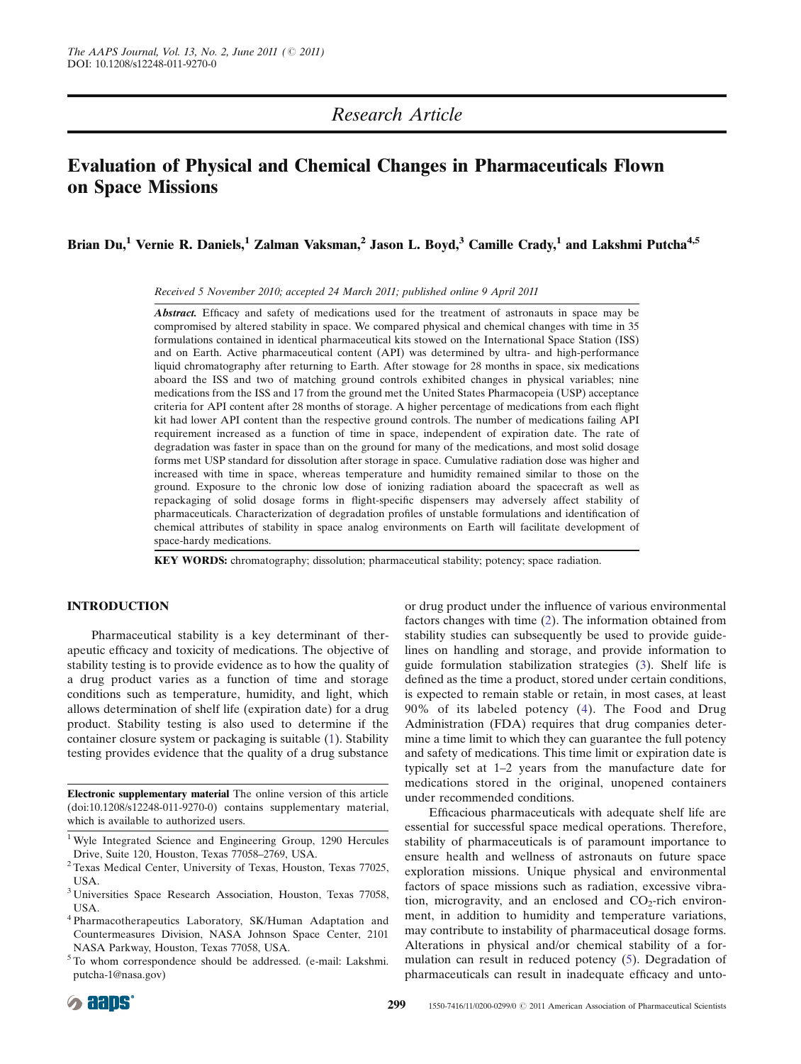Research Article

# Evaluation of Physical and Chemical Changes in Pharmaceuticals Flown on Space Missions

**Brian Du,[1] Vernie R. Daniels,[1] Zalman Vaksman,[2] Jason L. Boyd,[3] Camille Crady,[1] and Lakshmi Putcha[4,5]**

*Received 5 November 2010; accepted 24 March 2011; published online 9 April 2011*

***Abstract.*** Efficacy and safety of medications used for the treatment of astronauts in space may be compromised by altered stability in space. We compared physical and chemical changes with time in 35 formulations contained in identical pharmaceutical kits stowed on the International Space Station (ISS) and on Earth. Active pharmaceutical content (API) was determined by ultra- and high-performance liquid chromatography after returning to Earth. After stowage for 28 months in space, six medications aboard the ISS and two of matching ground controls exhibited changes in physical variables; nine medications from the ISS and 17 from the ground met the United States Pharmacopeia (USP) acceptance criteria for API content after 28 months of storage. A higher percentage of medications from each flight kit had lower API content than the respective ground controls. The number of medications failing API requirement increased as a function of time in space, independent of expiration date. The rate of degradation was faster in space than on the ground for many of the medications, and most solid dosage forms met USP standard for dissolution after storage in space. Cumulative radiation dose was higher and increased with time in space, whereas temperature and humidity remained similar to those on the ground. Exposure to the chronic low dose of ionizing radiation aboard the spacecraft as well as repackaging of solid dosage forms in flight-specific dispensers may adversely affect stability of pharmaceuticals. Characterization of degradation profiles of unstable formulations and identification of chemical attributes of stability in space analog environments on Earth will facilitate development of space-hardy medications.

**KEY WORDS:** chromatography; dissolution; pharmaceutical stability; potency; space radiation.

## INTRODUCTION

Pharmaceutical stability is a key determinant of therapeutic efficacy and toxicity of medications. The objective of stability testing is to provide evidence as to how the quality of a drug product varies as a function of time and storage conditions such as temperature, humidity, and light, which allows determination of shelf life (expiration date) for a drug product. Stability testing is also used to determine if the container closure system or packaging is suitable (1). Stability testing provides evidence that the quality of a drug substance or drug product under the influence of various environmental factors changes with time (2). The information obtained from stability studies can subsequently be used to provide guidelines on handling and storage, and provide information to guide formulation stabilization strategies (3). Shelf life is defined as the time a product, stored under certain conditions, is expected to remain stable or retain, in most cases, at least 90% of its labeled potency (4). The Food and Drug Administration (FDA) requires that drug companies determine a time limit to which they can guarantee the full potency and safety of medications. This time limit or expiration date is typically set at 1–2 years from the manufacture date for medications stored in the original, unopened containers under recommended conditions.

Efficacious pharmaceuticals with adequate shelf life are essential for successful space medical operations. Therefore, stability of pharmaceuticals is of paramount importance to ensure health and wellness of astronauts on future space exploration missions. Unique physical and environmental factors of space missions such as radiation, excessive vibration, microgravity, and an enclosed and $CO_2$-rich environment, in addition to humidity and temperature variations, may contribute to instability of pharmaceutical dosage forms. Alterations in physical and/or chemical stability of a formulation can result in reduced potency (5). Degradation of pharmaceuticals can result in inadequate efficacy and unto-

**Electronic supplementary material** The online version of this article (doi:10.1208/s12248-011-9270-0) contains supplementary material, which is available to authorized users.

[1] Wyle Integrated Science and Engineering Group, 1290 Hercules Drive, Suite 120, Houston, Texas 77058–2769, USA.

[2] Texas Medical Center, University of Texas, Houston, Texas 77025, USA.

[3] Universities Space Research Association, Houston, Texas 77058, USA.

[4] Pharmacotherapeutics Laboratory, SK/Human Adaptation and Countermeasures Division, NASA Johnson Space Center, 2101 NASA Parkway, Houston, Texas 77058, USA.

[5] To whom correspondence should be addressed. (e-mail: Lakshmi.putcha-1@nasa.gov)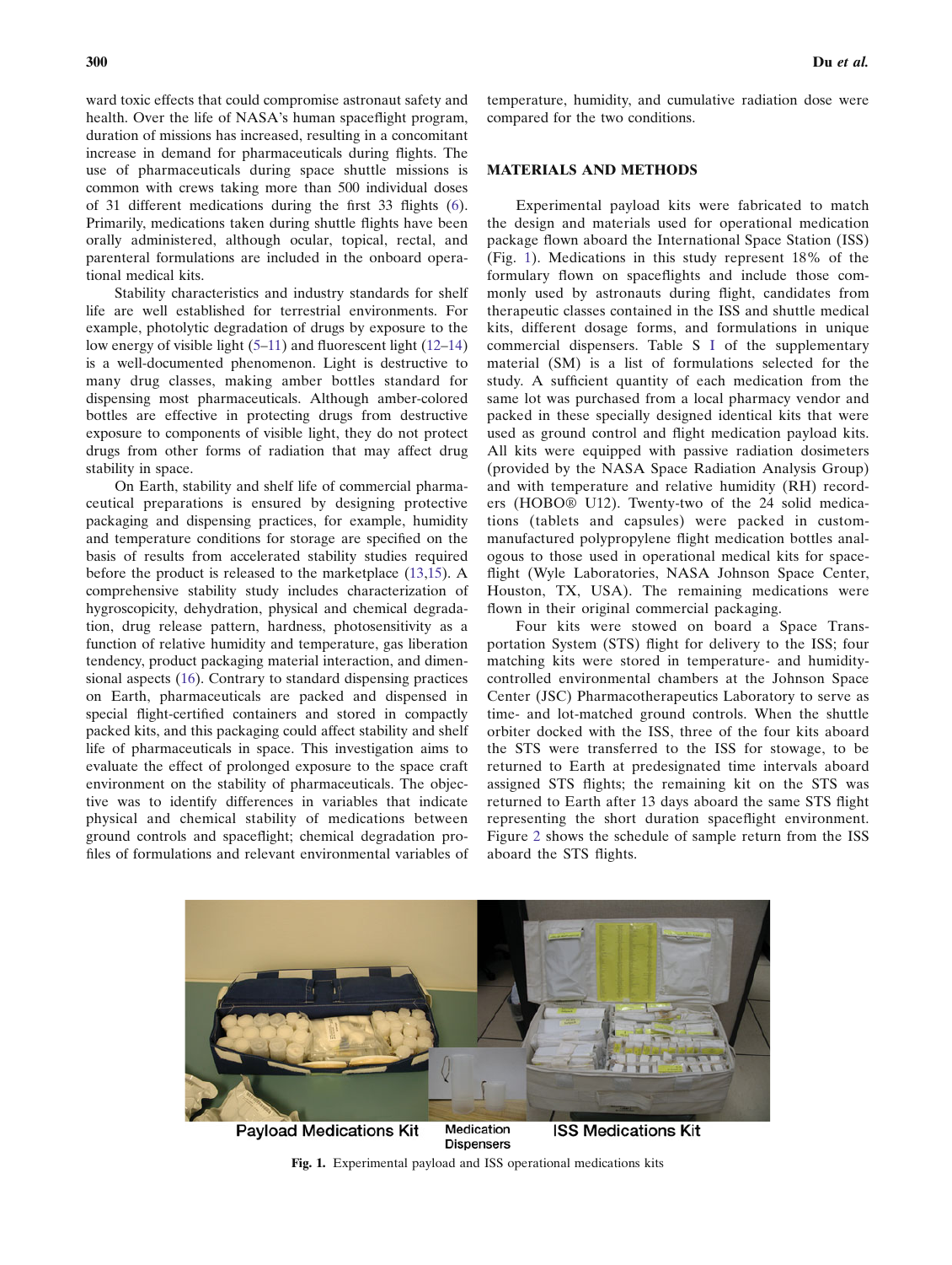ward toxic effects that could compromise astronaut safety and health. Over the life of NASA's human spaceflight program, duration of missions has increased, resulting in a concomitant increase in demand for pharmaceuticals during flights. The use of pharmaceuticals during space shuttle missions is common with crews taking more than 500 individual doses of 31 different medications during the first 33 flights (6). Primarily, medications taken during shuttle flights have been orally administered, although ocular, topical, rectal, and parenteral formulations are included in the onboard operational medical kits.

Stability characteristics and industry standards for shelf life are well established for terrestrial environments. For example, photolytic degradation of drugs by exposure to the low energy of visible light (5–11) and fluorescent light (12–14) is a well-documented phenomenon. Light is destructive to many drug classes, making amber bottles standard for dispensing most pharmaceuticals. Although amber-colored bottles are effective in protecting drugs from destructive exposure to components of visible light, they do not protect drugs from other forms of radiation that may affect drug stability in space.

On Earth, stability and shelf life of commercial pharmaceutical preparations is ensured by designing protective packaging and dispensing practices, for example, humidity and temperature conditions for storage are specified on the basis of results from accelerated stability studies required before the product is released to the marketplace (13,15). A comprehensive stability study includes characterization of hygroscopicity, dehydration, physical and chemical degradation, drug release pattern, hardness, photosensitivity as a function of relative humidity and temperature, gas liberation tendency, product packaging material interaction, and dimensional aspects (16). Contrary to standard dispensing practices on Earth, pharmaceuticals are packed and dispensed in special flight-certified containers and stored in compactly packed kits, and this packaging could affect stability and shelf life of pharmaceuticals in space. This investigation aims to evaluate the effect of prolonged exposure to the space craft environment on the stability of pharmaceuticals. The objective was to identify differences in variables that indicate physical and chemical stability of medications between ground controls and spaceflight; chemical degradation profiles of formulations and relevant environmental variables of temperature, humidity, and cumulative radiation dose were compared for the two conditions.

## MATERIALS AND METHODS

Experimental payload kits were fabricated to match the design and materials used for operational medication package flown aboard the International Space Station (ISS) (Fig. 1). Medications in this study represent 18% of the formulary flown on spaceflights and include those commonly used by astronauts during flight, candidates from therapeutic classes contained in the ISS and shuttle medical kits, different dosage forms, and formulations in unique commercial dispensers. Table S I of the supplementary material (SM) is a list of formulations selected for the study. A sufficient quantity of each medication from the same lot was purchased from a local pharmacy vendor and packed in these specially designed identical kits that were used as ground control and flight medication payload kits. All kits were equipped with passive radiation dosimeters (provided by the NASA Space Radiation Analysis Group) and with temperature and relative humidity (RH) recorders (HOBO® U12). Twenty-two of the 24 solid medications (tablets and capsules) were packed in custom-manufactured polypropylene flight medication bottles analogous to those used in operational medical kits for spaceflight (Wyle Laboratories, NASA Johnson Space Center, Houston, TX, USA). The remaining medications were flown in their original commercial packaging.

Four kits were stowed on board a Space Transportation System (STS) flight for delivery to the ISS; four matching kits were stored in temperature- and humidity-controlled environmental chambers at the Johnson Space Center (JSC) Pharmacotherapeutics Laboratory to serve as time- and lot-matched ground controls. When the shuttle orbiter docked with the ISS, three of the four kits aboard the STS were transferred to the ISS for stowage, to be returned to Earth at predesignated time intervals aboard assigned STS flights; the remaining kit on the STS was returned to Earth after 13 days aboard the same STS flight representing the short duration spaceflight environment. Figure 2 shows the schedule of sample return from the ISS aboard the STS flights.

Payload Medications Kit — Medication Dispensers — ISS Medications Kit

**Fig. 1.** Experimental payload and ISS operational medications kits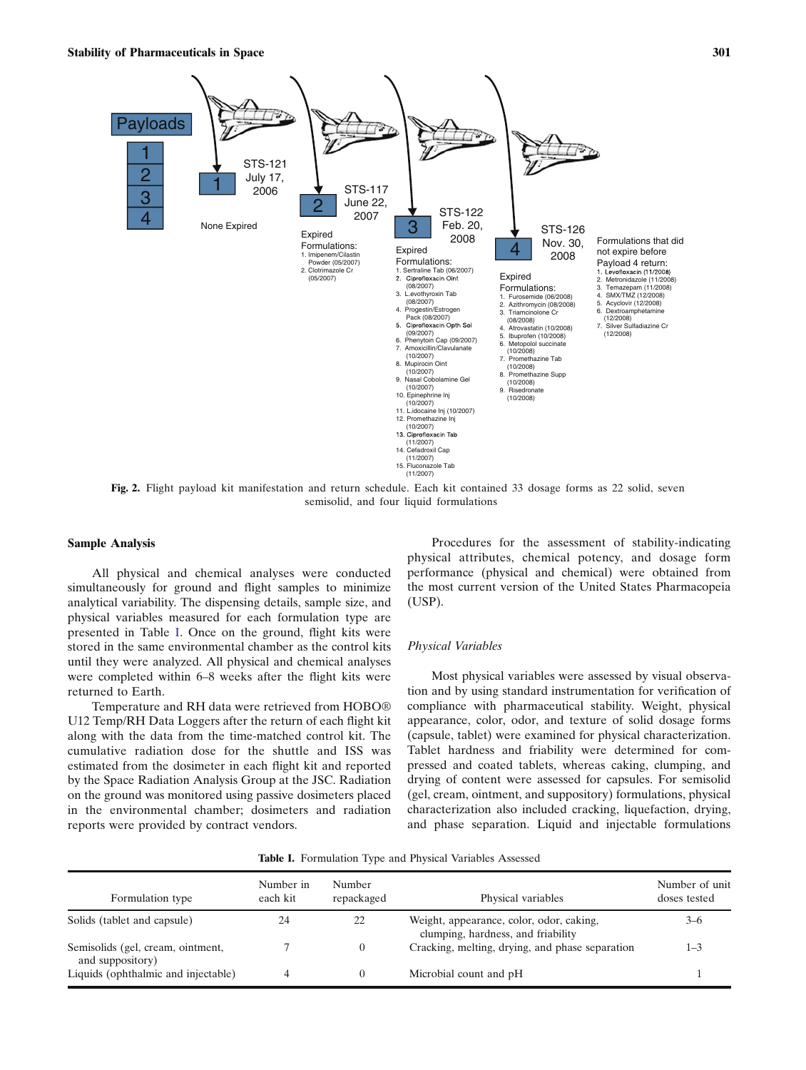Payloads

1
2
3
4

STS-121 July 17, 2006

1

None Expired

STS-117 June 22, 2007

2

Expired Formulations:
1. Imipenem/Cilastin Powder (05/2007)
2. Clotrimazole Cr (05/2007)

STS-122 Feb. 20, 2008

3

Expired Formulations:
1. Sertraline Tab (06/2007)
2. Ciprofloxacin Oint (08/2007)
3. Levothyroxin Tab (08/2007)
4. Progestin/Estrogen Pack (08/2007)
5. Ciprofloxacin Opth Sol (09/2007)
6. Phenytoin Cap (09/2007)
7. Amoxicillin/Clavulanate (10/2007)
8. Mupirocin Oint (10/2007)
9. Nasal Cobolamine Gel (10/2007)
10. Epinephrine Inj (10/2007)
11. Lidocaine Inj (10/2007)
12. Promethazine Inj (10/2007)
13. Ciprofloxacin Tab (11/2007)
14. Cefadroxil Cap (11/2007)
15. Fluconazole Tab (11/2007)

STS-126 Nov. 30, 2008

4

Expired Formulations:
1. Furosemide (06/2008)
2. Azithromycin (08/2008)
3. Triamcinolone Cr (08/2008)
4. Atrovastatin (10/2008)
5. Ibuprofen (10/2008)
6. Metopolol succinate (10/2008)
7. Promethazine Tab (10/2008)
8. Promethazine Supp (10/2008)
9. Risedronate (10/2008)

Formulations that did not expire before Payload 4 return:
1. Levofloxacin (11/2008)
2. Metronidazole (11/2008)
3. Temazepam (11/2008)
4. SMX/TMZ (12/2008)
5. Acyclovir (12/2008)
6. Dextroamphetamine (12/2008)
7. Silver Sulfadiazine Cr (12/2008)

**Fig. 2.** Flight payload kit manifestation and return schedule. Each kit contained 33 dosage forms as 22 solid, seven semisolid, and four liquid formulations

## Sample Analysis

All physical and chemical analyses were conducted simultaneously for ground and flight samples to minimize analytical variability. The dispensing details, sample size, and physical variables measured for each formulation type are presented in Table I. Once on the ground, flight kits were stored in the same environmental chamber as the control kits until they were analyzed. All physical and chemical analyses were completed within 6–8 weeks after the flight kits were returned to Earth.

Temperature and RH data were retrieved from HOBO® U12 Temp/RH Data Loggers after the return of each flight kit along with the data from the time-matched control kit. The cumulative radiation dose for the shuttle and ISS was estimated from the dosimeter in each flight kit and reported by the Space Radiation Analysis Group at the JSC. Radiation on the ground was monitored using passive dosimeters placed in the environmental chamber; dosimeters and radiation reports were provided by contract vendors.

Procedures for the assessment of stability-indicating physical attributes, chemical potency, and dosage form performance (physical and chemical) were obtained from the most current version of the United States Pharmacopeia (USP).

### *Physical Variables*

Most physical variables were assessed by visual observation and by using standard instrumentation for verification of compliance with pharmaceutical stability. Weight, physical appearance, color, odor, and texture of solid dosage forms (capsule, tablet) were examined for physical characterization. Tablet hardness and friability were determined for compressed and coated tablets, whereas caking, clumping, and drying of content were assessed for capsules. For semisolid (gel, cream, ointment, and suppository) formulations, physical characterization also included cracking, liquefaction, drying, and phase separation. Liquid and injectable formulations

**Table I.** Formulation Type and Physical Variables Assessed

| Formulation type | Number in each kit | Number repackaged | Physical variables | Number of unit doses tested |
|---|---|---|---|---|
| Solids (tablet and capsule) | 24 | 22 | Weight, appearance, color, odor, caking, clumping, hardness, and friability | 3–6 |
| Semisolids (gel, cream, ointment, and suppository) | 7 | 0 | Cracking, melting, drying, and phase separation | 1–3 |
| Liquids (ophthalmic and injectable) | 4 | 0 | Microbial count and pH | 1 |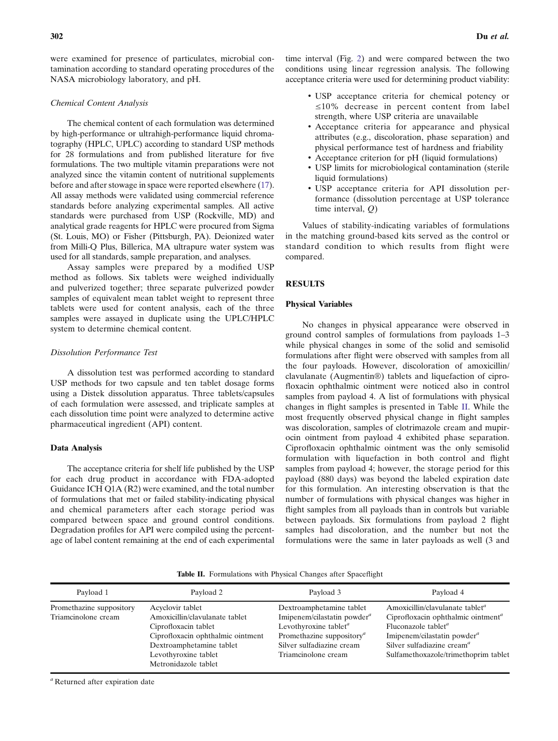were examined for presence of particulates, microbial contamination according to standard operating procedures of the NASA microbiology laboratory, and pH.

### Chemical Content Analysis

The chemical content of each formulation was determined by high-performance or ultrahigh-performance liquid chromatography (HPLC, UPLC) according to standard USP methods for 28 formulations and from published literature for five formulations. The two multiple vitamin preparations were not analyzed since the vitamin content of nutritional supplements before and after stowage in space were reported elsewhere (17). All assay methods were validated using commercial reference standards before analyzing experimental samples. All active standards were purchased from USP (Rockville, MD) and analytical grade reagents for HPLC were procured from Sigma (St. Louis, MO) or Fisher (Pittsburgh, PA). Deionized water from Milli-Q Plus, Billerica, MA ultrapure water system was used for all standards, sample preparation, and analyses.

Assay samples were prepared by a modified USP method as follows. Six tablets were weighed individually and pulverized together; three separate pulverized powder samples of equivalent mean tablet weight to represent three tablets were used for content analysis, each of the three samples were assayed in duplicate using the UPLC/HPLC system to determine chemical content.

### Dissolution Performance Test

A dissolution test was performed according to standard USP methods for two capsule and ten tablet dosage forms using a Distek dissolution apparatus. Three tablets/capsules of each formulation were assessed, and triplicate samples at each dissolution time point were analyzed to determine active pharmaceutical ingredient (API) content.

## Data Analysis

The acceptance criteria for shelf life published by the USP for each drug product in accordance with FDA-adopted Guidance ICH Q1A (R2) were examined, and the total number of formulations that met or failed stability-indicating physical and chemical parameters after each storage period was compared between space and ground control conditions. Degradation profiles for API were compiled using the percentage of label content remaining at the end of each experimental time interval (Fig. 2) and were compared between the two conditions using linear regression analysis. The following acceptance criteria were used for determining product viability:

- USP acceptance criteria for chemical potency or ≤10% decrease in percent content from label strength, where USP criteria are unavailable
- Acceptance criteria for appearance and physical attributes (e.g., discoloration, phase separation) and physical performance test of hardness and friability
- Acceptance criterion for pH (liquid formulations)
- USP limits for microbiological contamination (sterile liquid formulations)
- USP acceptance criteria for API dissolution performance (dissolution percentage at USP tolerance time interval, *Q*)

Values of stability-indicating variables of formulations in the matching ground-based kits served as the control or standard condition to which results from flight were compared.

## RESULTS

## Physical Variables

No changes in physical appearance were observed in ground control samples of formulations from payloads 1–3 while physical changes in some of the solid and semisolid formulations after flight were observed with samples from all the four payloads. However, discoloration of amoxicillin/clavulanate (Augmentin®) tablets and liquefaction of ciprofloxacin ophthalmic ointment were noticed also in control samples from payload 4. A list of formulations with physical changes in flight samples is presented in Table II. While the most frequently observed physical change in flight samples was discoloration, samples of clotrimazole cream and mupirocin ointment from payload 4 exhibited phase separation. Ciprofloxacin ophthalmic ointment was the only semisolid formulation with liquefaction in both control and flight samples from payload 4; however, the storage period for this payload (880 days) was beyond the labeled expiration date for this formulation. An interesting observation is that the number of formulations with physical changes was higher in flight samples from all payloads than in controls but variable between payloads. Six formulations from payload 2 flight samples had discoloration, and the number but not the formulations were the same in later payloads as well (3 and

**Table II.** Formulations with Physical Changes after Spaceflight

| Payload 1 | Payload 2 | Payload 3 | Payload 4 |
|---|---|---|---|
| Promethazine suppository | Acyclovir tablet | Dextroamphetamine tablet | Amoxicillin/clavulanate tablet[a] |
| Triamcinolone cream | Amoxicillin/clavulanate tablet | Imipenem/cilastatin powder[a] | Ciprofloxacin ophthalmic ointment[a] |
| | Ciprofloxacin tablet | Levothyroxine tablet[a] | Fluconazole tablet[a] |
| | Ciprofloxacin ophthalmic ointment | Promethazine suppository[a] | Imipenem/cilastatin powder[a] |
| | Dextroamphetamine tablet | Silver sulfadiazine cream | Silver sulfadiazine cream[a] |
| | Levothyroxine tablet | Triamcinolone cream | Sulfamethoxazole/trimethoprim tablet |
| | Metronidazole tablet | | |

[a] Returned after expiration date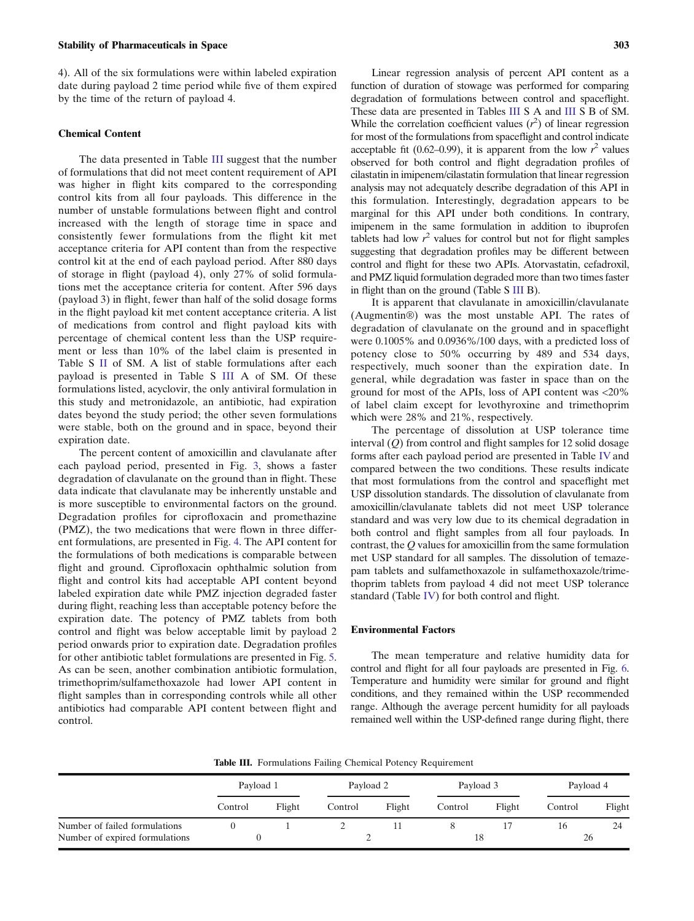4). All of the six formulations were within labeled expiration date during payload 2 time period while five of them expired by the time of the return of payload 4.

### Chemical Content

The data presented in Table III suggest that the number of formulations that did not meet content requirement of API was higher in flight kits compared to the corresponding control kits from all four payloads. This difference in the number of unstable formulations between flight and control increased with the length of storage time in space and consistently fewer formulations from the flight kit met acceptance criteria for API content than from the respective control kit at the end of each payload period. After 880 days of storage in flight (payload 4), only 27% of solid formulations met the acceptance criteria for content. After 596 days (payload 3) in flight, fewer than half of the solid dosage forms in the flight payload kit met content acceptance criteria. A list of medications from control and flight payload kits with percentage of chemical content less than the USP requirement or less than 10% of the label claim is presented in Table S II of SM. A list of stable formulations after each payload is presented in Table S III A of SM. Of these formulations listed, acyclovir, the only antiviral formulation in this study and metronidazole, an antibiotic, had expiration dates beyond the study period; the other seven formulations were stable, both on the ground and in space, beyond their expiration date.

The percent content of amoxicillin and clavulanate after each payload period, presented in Fig. 3, shows a faster degradation of clavulanate on the ground than in flight. These data indicate that clavulanate may be inherently unstable and is more susceptible to environmental factors on the ground. Degradation profiles for ciprofloxacin and promethazine (PMZ), the two medications that were flown in three different formulations, are presented in Fig. 4. The API content for the formulations of both medications is comparable between flight and ground. Ciprofloxacin ophthalmic solution from flight and control kits had acceptable API content beyond labeled expiration date while PMZ injection degraded faster during flight, reaching less than acceptable potency before the expiration date. The potency of PMZ tablets from both control and flight was below acceptable limit by payload 2 period onwards prior to expiration date. Degradation profiles for other antibiotic tablet formulations are presented in Fig. 5. As can be seen, another combination antibiotic formulation, trimethoprim/sulfamethoxazole had lower API content in flight samples than in corresponding controls while all other antibiotics had comparable API content between flight and control.

Linear regression analysis of percent API content as a function of duration of stowage was performed for comparing degradation of formulations between control and spaceflight. These data are presented in Tables III S A and III S B of SM. While the correlation coefficient values ($r^2$) of linear regression for most of the formulations from spaceflight and control indicate acceptable fit (0.62–0.99), it is apparent from the low $r^2$ values observed for both control and flight degradation profiles of cilastatin in imipenem/cilastatin formulation that linear regression analysis may not adequately describe degradation of this API in this formulation. Interestingly, degradation appears to be marginal for this API under both conditions. In contrary, imipenem in the same formulation in addition to ibuprofen tablets had low $r^2$ values for control but not for flight samples suggesting that degradation profiles may be different between control and flight for these two APIs. Atorvastatin, cefadroxil, and PMZ liquid formulation degraded more than two times faster in flight than on the ground (Table S III B).

It is apparent that clavulanate in amoxicillin/clavulanate (Augmentin®) was the most unstable API. The rates of degradation of clavulanate on the ground and in spaceflight were 0.1005% and 0.0936%/100 days, with a predicted loss of potency close to 50% occurring by 489 and 534 days, respectively, much sooner than the expiration date. In general, while degradation was faster in space than on the ground for most of the APIs, loss of API content was <20% of label claim except for levothyroxine and trimethoprim which were 28% and 21%, respectively.

The percentage of dissolution at USP tolerance time interval ($Q$) from control and flight samples for 12 solid dosage forms after each payload period are presented in Table IV and compared between the two conditions. These results indicate that most formulations from the control and spaceflight met USP dissolution standards. The dissolution of clavulanate from amoxicillin/clavulanate tablets did not meet USP tolerance standard and was very low due to its chemical degradation in both control and flight samples from all four payloads. In contrast, the $Q$ values for amoxicillin from the same formulation met USP standard for all samples. The dissolution of temazepam tablets and sulfamethoxazole in sulfamethoxazole/trimethoprim tablets from payload 4 did not meet USP tolerance standard (Table IV) for both control and flight.

### Environmental Factors

The mean temperature and relative humidity data for control and flight for all four payloads are presented in Fig. 6. Temperature and humidity were similar for ground and flight conditions, and they remained within the USP recommended range. Although the average percent humidity for all payloads remained well within the USP-defined range during flight, there

**Table III.** Formulations Failing Chemical Potency Requirement

| | Payload 1 | | Payload 2 | | Payload 3 | | Payload 4 | |
|---|---|---|---|---|---|---|---|---|
| | Control | Flight | Control | Flight | Control | Flight | Control | Flight |
| Number of failed formulations | 0 | 1 | 2 | 11 | 8 | 17 | 16 | 24 |
| Number of expired formulations | 0 | | 2 | | 18 | | 26 | |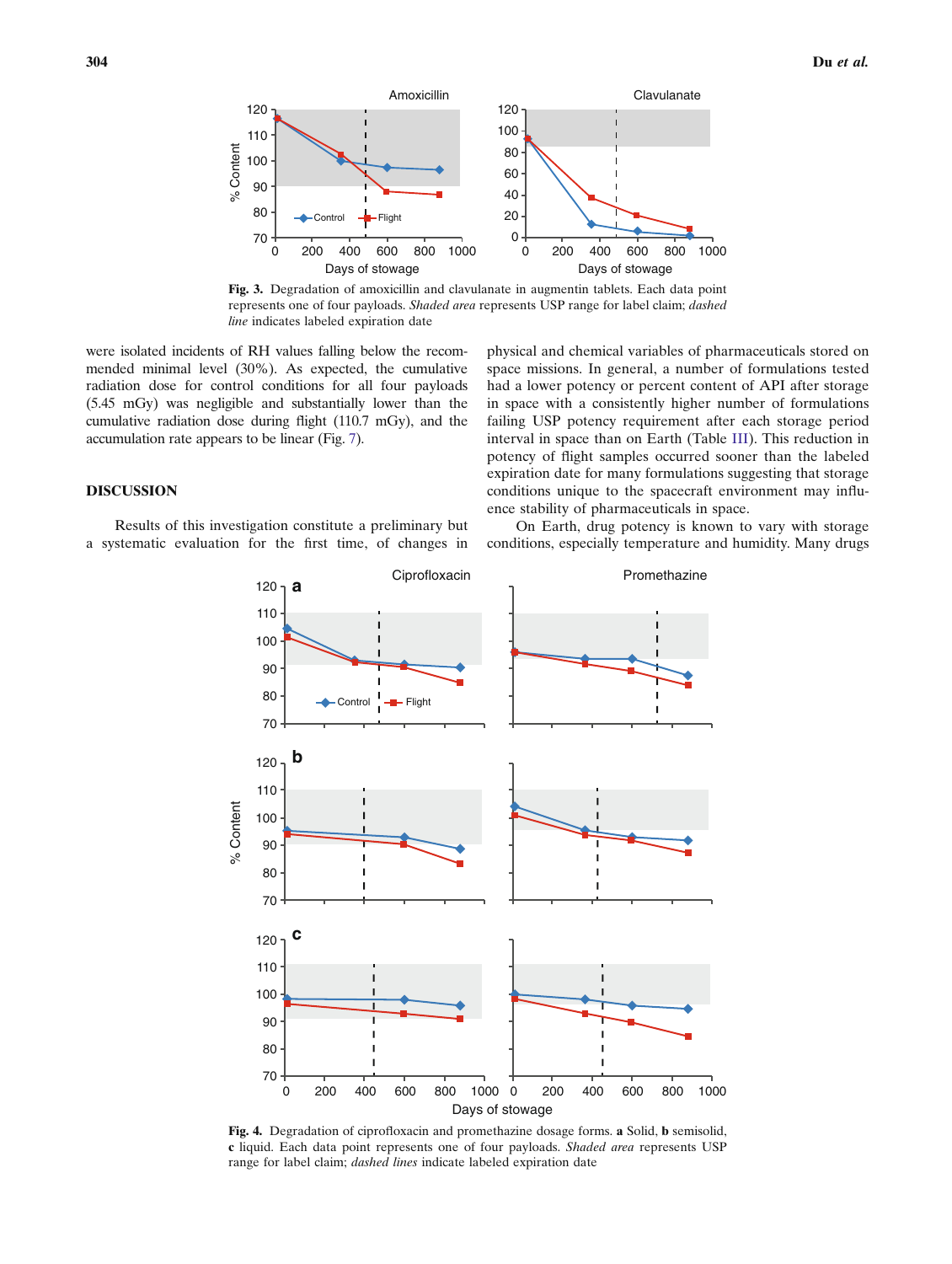**Fig. 3.** Degradation of amoxicillin and clavulanate in augmentin tablets. Each data point represents one of four payloads. *Shaded area* represents USP range for label claim; *dashed line* indicates labeled expiration date

were isolated incidents of RH values falling below the recommended minimal level (30%). As expected, the cumulative radiation dose for control conditions for all four payloads (5.45 mGy) was negligible and substantially lower than the cumulative radiation dose during flight (110.7 mGy), and the accumulation rate appears to be linear (Fig. 7).

## DISCUSSION

Results of this investigation constitute a preliminary but a systematic evaluation for the first time, of changes in physical and chemical variables of pharmaceuticals stored on space missions. In general, a number of formulations tested had a lower potency or percent content of API after storage in space with a consistently higher number of formulations failing USP potency requirement after each storage period interval in space than on Earth (Table III). This reduction in potency of flight samples occurred sooner than the labeled expiration date for many formulations suggesting that storage conditions unique to the spacecraft environment may influence stability of pharmaceuticals in space.

On Earth, drug potency is known to vary with storage conditions, especially temperature and humidity. Many drugs

**Fig. 4.** Degradation of ciprofloxacin and promethazine dosage forms. **a** Solid, **b** semisolid, **c** liquid. Each data point represents one of four payloads. *Shaded area* represents USP range for label claim; *dashed lines* indicate labeled expiration date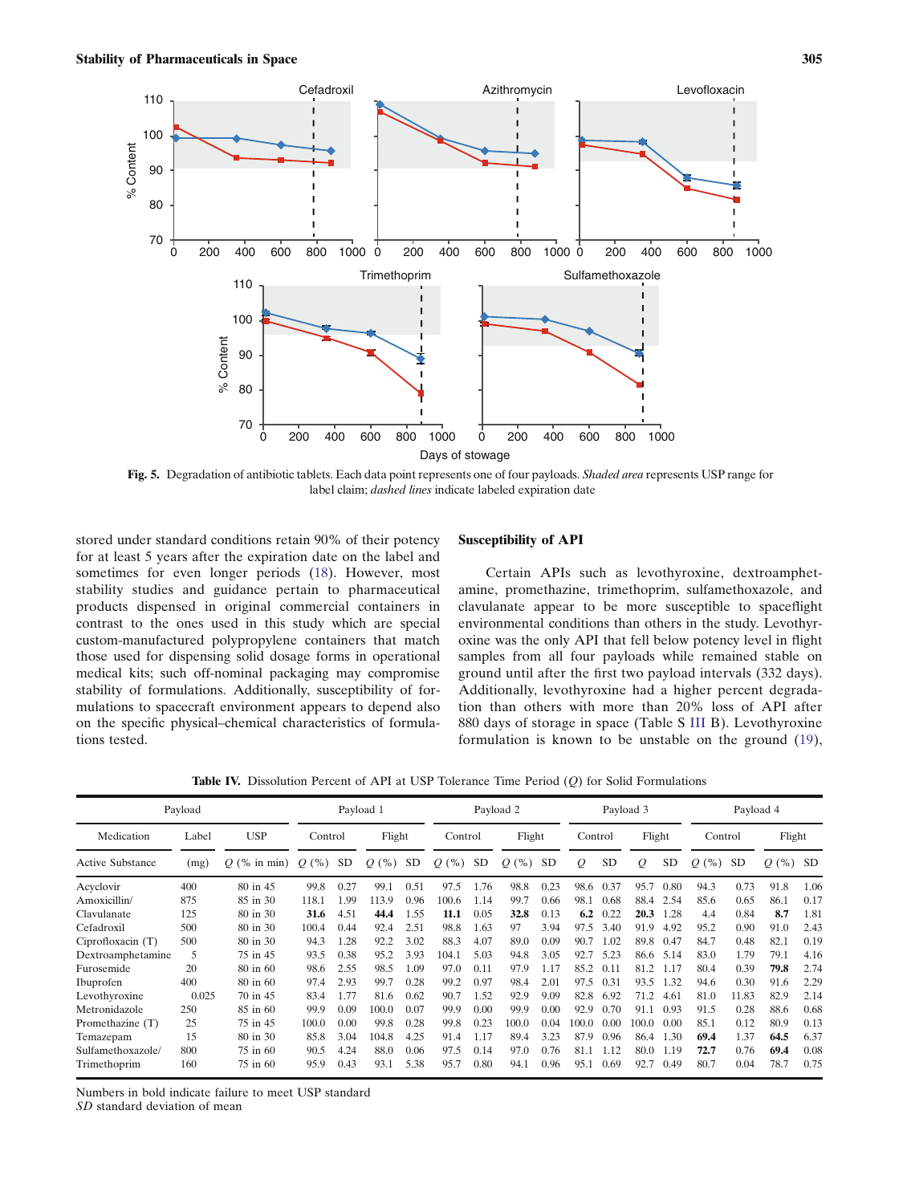Fig. 5. Degradation of antibiotic tablets. Each data point represents one of four payloads. *Shaded area* represents USP range for label claim; *dashed lines* indicate labeled expiration date

stored under standard conditions retain 90% of their potency for at least 5 years after the expiration date on the label and sometimes for even longer periods (18). However, most stability studies and guidance pertain to pharmaceutical products dispensed in original commercial containers in contrast to the ones used in this study which are special custom-manufactured polypropylene containers that match those used for dispensing solid dosage forms in operational medical kits; such off-nominal packaging may compromise stability of formulations. Additionally, susceptibility of formulations to spacecraft environment appears to depend also on the specific physical–chemical characteristics of formulations tested.

### Susceptibility of API

Certain APIs such as levothyroxine, dextroamphetamine, promethazine, trimethoprim, sulfamethoxazole, and clavulanate appear to be more susceptible to spaceflight environmental conditions than others in the study. Levothyroxine was the only API that fell below potency level in flight samples from all four payloads while remained stable on ground until after the first two payload intervals (332 days). Additionally, levothyroxine had a higher percent degradation than others with more than 20% loss of API after 880 days of storage in space (Table S III B). Levothyroxine formulation is known to be unstable on the ground (19),

**Table IV.** Dissolution Percent of API at USP Tolerance Time Period (*Q*) for Solid Formulations

| Payload | | | Payload 1 | | | | Payload 2 | | | | Payload 3 | | | | Payload 4 | | | |
|---|---|---|---|---|---|---|---|---|---|---|---|---|---|---|---|---|---|---|
| Medication | Label | USP | Control | | Flight | | Control | | Flight | | Control | | Flight | | Control | | Flight | |
| Active Substance | (mg) | *Q* (% in min) | *Q* (%) | SD | *Q* (%) | SD | *Q* (%) | SD | *Q* (%) | SD | *Q* | SD | *Q* | SD | *Q* (%) | SD | *Q* (%) | SD |
| Acyclovir | 400 | 80 in 45 | 99.8 | 0.27 | 99.1 | 0.51 | 97.5 | 1.76 | 98.8 | 0.23 | 98.6 | 0.37 | 95.7 | 0.80 | 94.3 | 0.73 | 91.8 | 1.06 |
| Amoxicillin/ | 875 | 85 in 30 | 118.1 | 1.99 | 113.9 | 0.96 | 100.6 | 1.14 | 99.7 | 0.66 | 98.1 | 0.68 | 88.4 | 2.54 | 85.6 | 0.65 | 86.1 | 0.17 |
| Clavulanate | 125 | 80 in 30 | **31.6** | 4.51 | **44.4** | 1.55 | **11.1** | 0.05 | **32.8** | 0.13 | **6.2** | 0.22 | **20.3** | 1.28 | 4.4 | 0.84 | **8.7** | 1.81 |
| Cefadroxil | 500 | 80 in 30 | 100.4 | 0.44 | 92.4 | 2.51 | 98.8 | 1.63 | 97 | 3.94 | 97.5 | 3.40 | 91.9 | 4.92 | 95.2 | 0.90 | 91.0 | 2.43 |
| Ciprofloxacin (T) | 500 | 80 in 30 | 94.3 | 1.28 | 92.2 | 3.02 | 88.3 | 4.07 | 89.0 | 0.09 | 90.7 | 1.02 | 89.8 | 0.47 | 84.7 | 0.48 | 82.1 | 0.19 |
| Dextroamphetamine | 5 | 75 in 45 | 93.5 | 0.38 | 95.2 | 3.93 | 104.1 | 5.03 | 94.8 | 3.05 | 92.7 | 5.23 | 86.6 | 5.14 | 83.0 | 1.79 | 79.1 | 4.16 |
| Furosemide | 20 | 80 in 60 | 98.6 | 2.55 | 98.5 | 1.09 | 97.0 | 0.11 | 97.9 | 1.17 | 85.2 | 0.11 | 81.2 | 1.17 | 80.4 | 0.39 | **79.8** | 2.74 |
| Ibuprofen | 400 | 80 in 60 | 97.4 | 2.93 | 99.7 | 0.28 | 99.2 | 0.97 | 98.4 | 2.01 | 97.5 | 0.31 | 93.5 | 1.32 | 94.6 | 0.30 | 91.6 | 2.29 |
| Levothyroxine | 0.025 | 70 in 45 | 83.4 | 1.77 | 81.6 | 0.62 | 90.7 | 1.52 | 92.9 | 9.09 | 82.8 | 6.92 | 71.2 | 4.61 | 81.0 | 11.83 | 82.9 | 2.14 |
| Metronidazole | 250 | 85 in 60 | 99.9 | 0.09 | 100.0 | 0.07 | 99.9 | 0.00 | 99.9 | 0.00 | 92.9 | 0.70 | 91.1 | 0.93 | 91.5 | 0.28 | 88.6 | 0.68 |
| Promethazine (T) | 25 | 75 in 45 | 100.0 | 0.00 | 99.8 | 0.28 | 99.8 | 0.23 | 100.0 | 0.04 | 100.0 | 0.00 | 100.0 | 0.00 | 85.1 | 0.12 | 80.9 | 0.13 |
| Temazepam | 15 | 80 in 30 | 85.8 | 3.04 | 104.8 | 4.25 | 91.4 | 1.17 | 89.4 | 3.23 | 87.9 | 0.96 | 86.4 | 1.30 | **69.4** | 1.37 | **64.5** | 6.37 |
| Sulfamethoxazole/ | 800 | 75 in 60 | 90.5 | 4.24 | 88.0 | 0.06 | 97.5 | 0.14 | 97.0 | 0.76 | 81.1 | 1.12 | 80.0 | 1.19 | **72.7** | 0.76 | **69.4** | 0.08 |
| Trimethoprim | 160 | 75 in 60 | 95.9 | 0.43 | 93.1 | 5.38 | 95.7 | 0.80 | 94.1 | 0.96 | 95.1 | 0.69 | 92.7 | 0.49 | 80.7 | 0.04 | 78.7 | 0.75 |

Numbers in bold indicate failure to meet USP standard
*SD* standard deviation of mean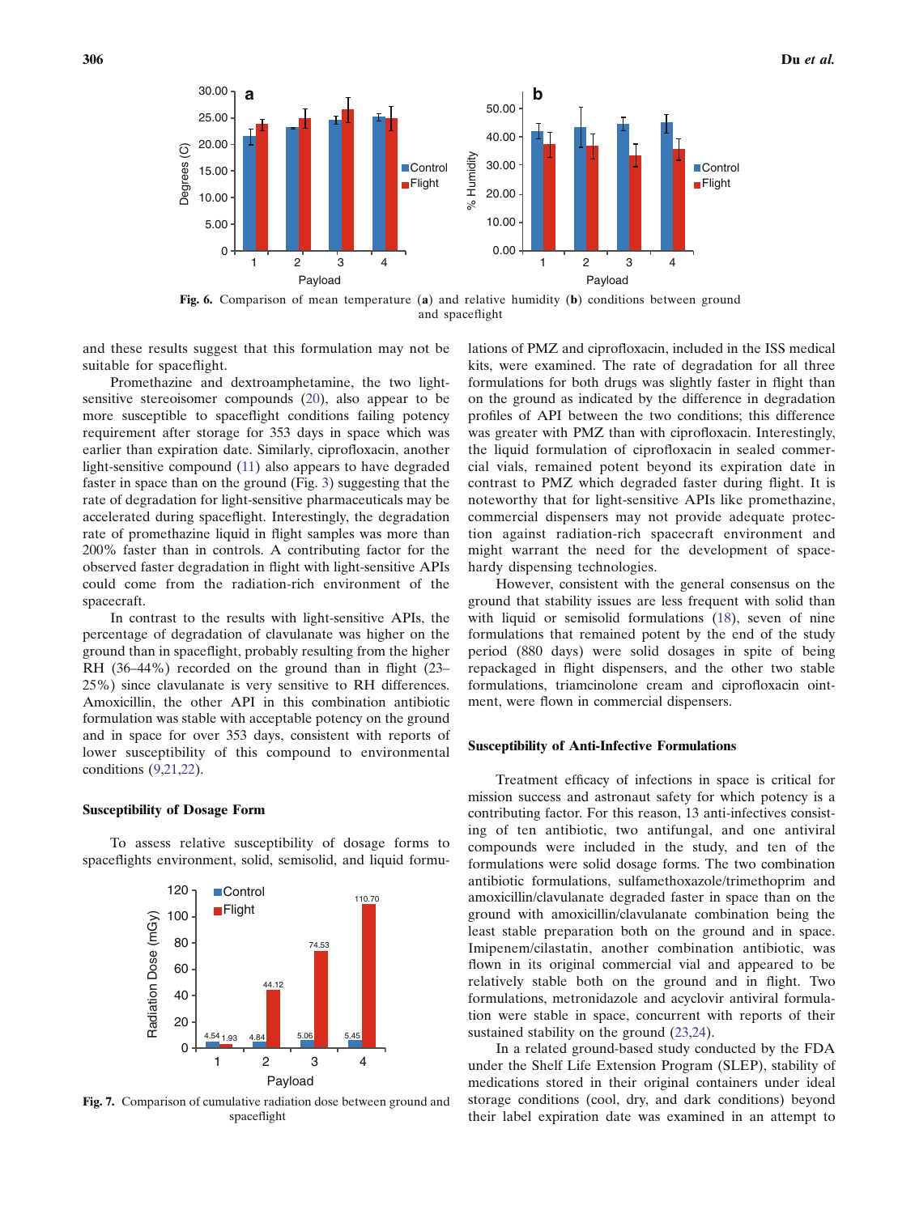Fig. 6. Comparison of mean temperature (**a**) and relative humidity (**b**) conditions between ground and spaceflight

and these results suggest that this formulation may not be suitable for spaceflight.

Promethazine and dextroamphetamine, the two light-sensitive stereoisomer compounds (20), also appear to be more susceptible to spaceflight conditions failing potency requirement after storage for 353 days in space which was earlier than expiration date. Similarly, ciprofloxacin, another light-sensitive compound (11) also appears to have degraded faster in space than on the ground (Fig. 3) suggesting that the rate of degradation for light-sensitive pharmaceuticals may be accelerated during spaceflight. Interestingly, the degradation rate of promethazine liquid in flight samples was more than 200% faster than in controls. A contributing factor for the observed faster degradation in flight with light-sensitive APIs could come from the radiation-rich environment of the spacecraft.

In contrast to the results with light-sensitive APIs, the percentage of degradation of clavulanate was higher on the ground than in spaceflight, probably resulting from the higher RH (36–44%) recorded on the ground than in flight (23–25%) since clavulanate is very sensitive to RH differences. Amoxicillin, the other API in this combination antibiotic formulation was stable with acceptable potency on the ground and in space for over 353 days, consistent with reports of lower susceptibility of this compound to environmental conditions (9,21,22).

### Susceptibility of Dosage Form

To assess relative susceptibility of dosage forms to spaceflights environment, solid, semisolid, and liquid formulations of PMZ and ciprofloxacin, included in the ISS medical kits, were examined. The rate of degradation for all three formulations for both drugs was slightly faster in flight than on the ground as indicated by the difference in degradation profiles of API between the two conditions; this difference was greater with PMZ than with ciprofloxacin. Interestingly, the liquid formulation of ciprofloxacin in sealed commercial vials, remained potent beyond its expiration date in contrast to PMZ which degraded faster during flight. It is noteworthy that for light-sensitive APIs like promethazine, commercial dispensers may not provide adequate protection against radiation-rich spacecraft environment and might warrant the need for the development of space-hardy dispensing technologies.

However, consistent with the general consensus on the ground that stability issues are less frequent with solid than with liquid or semisolid formulations (18), seven of nine formulations that remained potent by the end of the study period (880 days) were solid dosages in spite of being repackaged in flight dispensers, and the other two stable formulations, triamcinolone cream and ciprofloxacin ointment, were flown in commercial dispensers.

Fig. 7. Comparison of cumulative radiation dose between ground and spaceflight

### Susceptibility of Anti-Infective Formulations

Treatment efficacy of infections in space is critical for mission success and astronaut safety for which potency is a contributing factor. For this reason, 13 anti-infectives consisting of ten antibiotic, two antifungal, and one antiviral compounds were included in the study, and ten of the formulations were solid dosage forms. The two combination antibiotic formulations, sulfamethoxazole/trimethoprim and amoxicillin/clavulanate degraded faster in space than on the ground with amoxicillin/clavulanate combination being the least stable preparation both on the ground and in space. Imipenem/cilastatin, another combination antibiotic, was flown in its original commercial vial and appeared to be relatively stable both on the ground and in flight. Two formulations, metronidazole and acyclovir antiviral formulation were stable in space, concurrent with reports of their sustained stability on the ground (23,24).

In a related ground-based study conducted by the FDA under the Shelf Life Extension Program (SLEP), stability of medications stored in their original containers under ideal storage conditions (cool, dry, and dark conditions) beyond their label expiration date was examined in an attempt to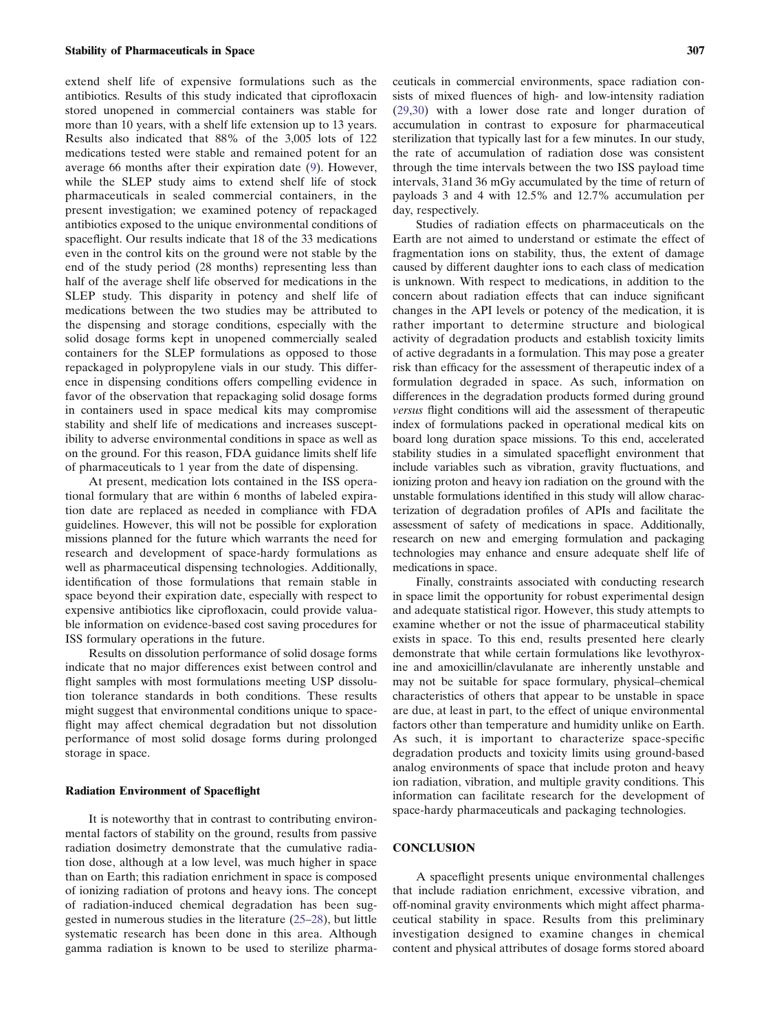extend shelf life of expensive formulations such as the antibiotics. Results of this study indicated that ciprofloxacin stored unopened in commercial containers was stable for more than 10 years, with a shelf life extension up to 13 years. Results also indicated that 88% of the 3,005 lots of 122 medications tested were stable and remained potent for an average 66 months after their expiration date (9). However, while the SLEP study aims to extend shelf life of stock pharmaceuticals in sealed commercial containers, in the present investigation; we examined potency of repackaged antibiotics exposed to the unique environmental conditions of spaceflight. Our results indicate that 18 of the 33 medications even in the control kits on the ground were not stable by the end of the study period (28 months) representing less than half of the average shelf life observed for medications in the SLEP study. This disparity in potency and shelf life of medications between the two studies may be attributed to the dispensing and storage conditions, especially with the solid dosage forms kept in unopened commercially sealed containers for the SLEP formulations as opposed to those repackaged in polypropylene vials in our study. This difference in dispensing conditions offers compelling evidence in favor of the observation that repackaging solid dosage forms in containers used in space medical kits may compromise stability and shelf life of medications and increases susceptibility to adverse environmental conditions in space as well as on the ground. For this reason, FDA guidance limits shelf life of pharmaceuticals to 1 year from the date of dispensing.

At present, medication lots contained in the ISS operational formulary that are within 6 months of labeled expiration date are replaced as needed in compliance with FDA guidelines. However, this will not be possible for exploration missions planned for the future which warrants the need for research and development of space-hardy formulations as well as pharmaceutical dispensing technologies. Additionally, identification of those formulations that remain stable in space beyond their expiration date, especially with respect to expensive antibiotics like ciprofloxacin, could provide valuable information on evidence-based cost saving procedures for ISS formulary operations in the future.

Results on dissolution performance of solid dosage forms indicate that no major differences exist between control and flight samples with most formulations meeting USP dissolution tolerance standards in both conditions. These results might suggest that environmental conditions unique to spaceflight may affect chemical degradation but not dissolution performance of most solid dosage forms during prolonged storage in space.

### Radiation Environment of Spaceflight

It is noteworthy that in contrast to contributing environmental factors of stability on the ground, results from passive radiation dosimetry demonstrate that the cumulative radiation dose, although at a low level, was much higher in space than on Earth; this radiation enrichment in space is composed of ionizing radiation of protons and heavy ions. The concept of radiation-induced chemical degradation has been suggested in numerous studies in the literature (25–28), but little systematic research has been done in this area. Although gamma radiation is known to be used to sterilize pharmaceuticals in commercial environments, space radiation consists of mixed fluences of high- and low-intensity radiation (29,30) with a lower dose rate and longer duration of accumulation in contrast to exposure for pharmaceutical sterilization that typically last for a few minutes. In our study, the rate of accumulation of radiation dose was consistent through the time intervals between the two ISS payload time intervals, 31and 36 mGy accumulated by the time of return of payloads 3 and 4 with 12.5% and 12.7% accumulation per day, respectively.

Studies of radiation effects on pharmaceuticals on the Earth are not aimed to understand or estimate the effect of fragmentation ions on stability, thus, the extent of damage caused by different daughter ions to each class of medication is unknown. With respect to medications, in addition to the concern about radiation effects that can induce significant changes in the API levels or potency of the medication, it is rather important to determine structure and biological activity of degradation products and establish toxicity limits of active degradants in a formulation. This may pose a greater risk than efficacy for the assessment of therapeutic index of a formulation degraded in space. As such, information on differences in the degradation products formed during ground *versus* flight conditions will aid the assessment of therapeutic index of formulations packed in operational medical kits on board long duration space missions. To this end, accelerated stability studies in a simulated spaceflight environment that include variables such as vibration, gravity fluctuations, and ionizing proton and heavy ion radiation on the ground with the unstable formulations identified in this study will allow characterization of degradation profiles of APIs and facilitate the assessment of safety of medications in space. Additionally, research on new and emerging formulation and packaging technologies may enhance and ensure adequate shelf life of medications in space.

Finally, constraints associated with conducting research in space limit the opportunity for robust experimental design and adequate statistical rigor. However, this study attempts to examine whether or not the issue of pharmaceutical stability exists in space. To this end, results presented here clearly demonstrate that while certain formulations like levothyroxine and amoxicillin/clavulanate are inherently unstable and may not be suitable for space formulary, physical–chemical characteristics of others that appear to be unstable in space are due, at least in part, to the effect of unique environmental factors other than temperature and humidity unlike on Earth. As such, it is important to characterize space-specific degradation products and toxicity limits using ground-based analog environments of space that include proton and heavy ion radiation, vibration, and multiple gravity conditions. This information can facilitate research for the development of space-hardy pharmaceuticals and packaging technologies.

## CONCLUSION

A spaceflight presents unique environmental challenges that include radiation enrichment, excessive vibration, and off-nominal gravity environments which might affect pharmaceutical stability in space. Results from this preliminary investigation designed to examine changes in chemical content and physical attributes of dosage forms stored aboard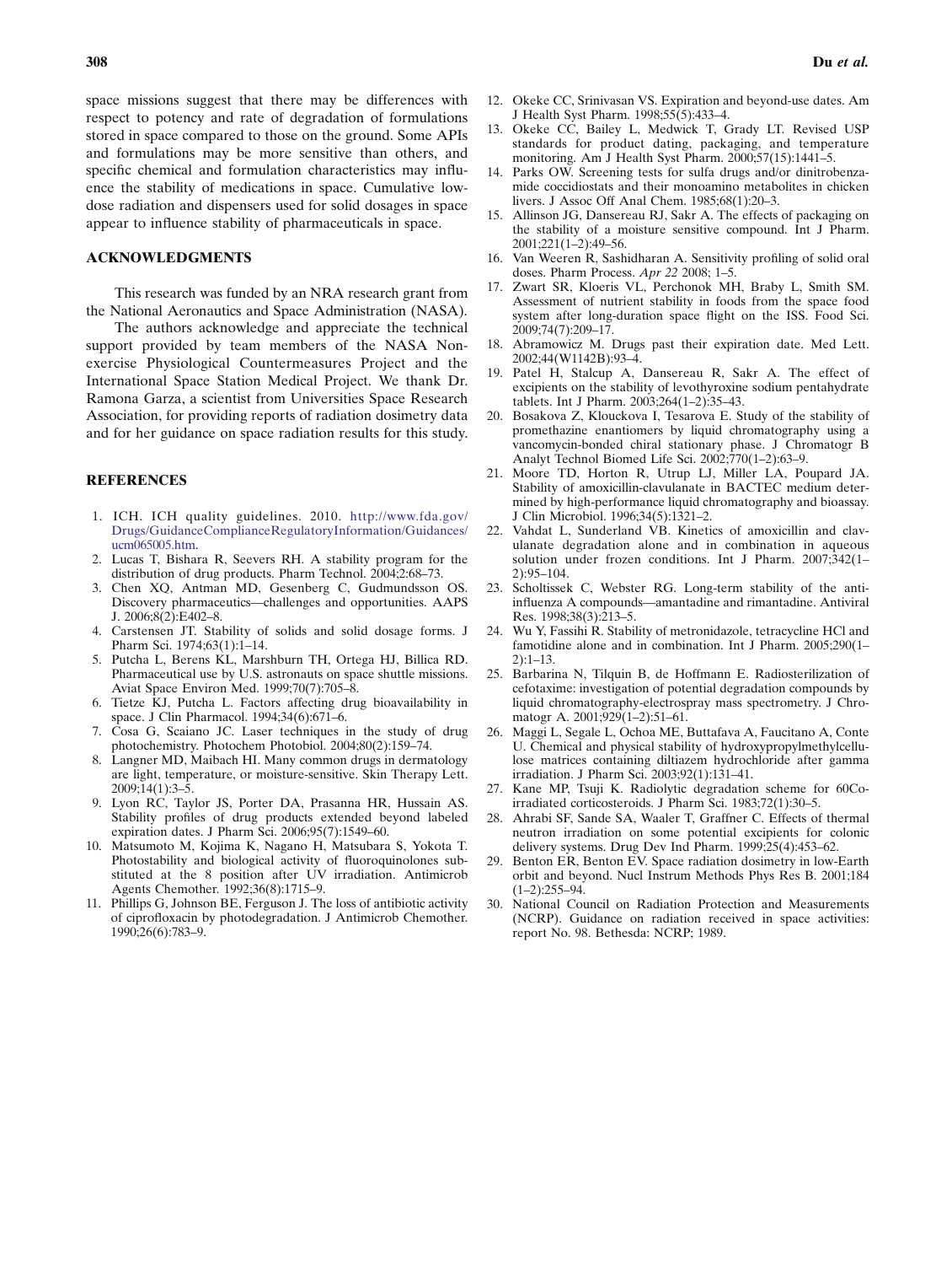space missions suggest that there may be differences with respect to potency and rate of degradation of formulations stored in space compared to those on the ground. Some APIs and formulations may be more sensitive than others, and specific chemical and formulation characteristics may influence the stability of medications in space. Cumulative low-dose radiation and dispensers used for solid dosages in space appear to influence stability of pharmaceuticals in space.

## ACKNOWLEDGMENTS

This research was funded by an NRA research grant from the National Aeronautics and Space Administration (NASA).

The authors acknowledge and appreciate the technical support provided by team members of the NASA Non-exercise Physiological Countermeasures Project and the International Space Station Medical Project. We thank Dr. Ramona Garza, a scientist from Universities Space Research Association, for providing reports of radiation dosimetry data and for her guidance on space radiation results for this study.

## REFERENCES

1. ICH. ICH quality guidelines. 2010. http://www.fda.gov/Drugs/GuidanceComplianceRegulatoryInformation/Guidances/ucm065005.htm.
2. Lucas T, Bishara R, Seevers RH. A stability program for the distribution of drug products. Pharm Technol. 2004;2:68–73.
3. Chen XQ, Antman MD, Gesenberg C, Gudmundsson OS. Discovery pharmaceutics—challenges and opportunities. AAPS J. 2006;8(2):E402–8.
4. Carstensen JT. Stability of solids and solid dosage forms. J Pharm Sci. 1974;63(1):1–14.
5. Putcha L, Berens KL, Marshburn TH, Ortega HJ, Billica RD. Pharmaceutical use by U.S. astronauts on space shuttle missions. Aviat Space Environ Med. 1999;70(7):705–8.
6. Tietze KJ, Putcha L. Factors affecting drug bioavailability in space. J Clin Pharmacol. 1994;34(6):671–6.
7. Cosa G, Scaiano JC. Laser techniques in the study of drug photochemistry. Photochem Photobiol. 2004;80(2):159–74.
8. Langner MD, Maibach HI. Many common drugs in dermatology are light, temperature, or moisture-sensitive. Skin Therapy Lett. 2009;14(1):3–5.
9. Lyon RC, Taylor JS, Porter DA, Prasanna HR, Hussain AS. Stability profiles of drug products extended beyond labeled expiration dates. J Pharm Sci. 2006;95(7):1549–60.
10. Matsumoto M, Kojima K, Nagano H, Matsubara S, Yokota T. Photostability and biological activity of fluoroquinolones substituted at the 8 position after UV irradiation. Antimicrob Agents Chemother. 1992;36(8):1715–9.
11. Phillips G, Johnson BE, Ferguson J. The loss of antibiotic activity of ciprofloxacin by photodegradation. J Antimicrob Chemother. 1990;26(6):783–9.
12. Okeke CC, Srinivasan VS. Expiration and beyond-use dates. Am J Health Syst Pharm. 1998;55(5):433–4.
13. Okeke CC, Bailey L, Medwick T, Grady LT. Revised USP standards for product dating, packaging, and temperature monitoring. Am J Health Syst Pharm. 2000;57(15):1441–5.
14. Parks OW. Screening tests for sulfa drugs and/or dinitrobenzamide coccidiostats and their monoamino metabolites in chicken livers. J Assoc Off Anal Chem. 1985;68(1):20–3.
15. Allinson JG, Dansereau RJ, Sakr A. The effects of packaging on the stability of a moisture sensitive compound. Int J Pharm. 2001;221(1–2):49–56.
16. Van Weeren R, Sashidharan A. Sensitivity profiling of solid oral doses. Pharm Process. *Apr 22* 2008; 1–5.
17. Zwart SR, Kloeris VL, Perchonok MH, Braby L, Smith SM. Assessment of nutrient stability in foods from the space food system after long-duration space flight on the ISS. Food Sci. 2009;74(7):209–17.
18. Abramowicz M. Drugs past their expiration date. Med Lett. 2002;44(W1142B):93–4.
19. Patel H, Stalcup A, Dansereau R, Sakr A. The effect of excipients on the stability of levothyroxine sodium pentahydrate tablets. Int J Pharm. 2003;264(1–2):35–43.
20. Bosakova Z, Klouckova I, Tesarova E. Study of the stability of promethazine enantiomers by liquid chromatography using a vancomycin-bonded chiral stationary phase. J Chromatogr B Analyt Technol Biomed Life Sci. 2002;770(1–2):63–9.
21. Moore TD, Horton R, Utrup LJ, Miller LA, Poupard JA. Stability of amoxicillin-clavulanate in BACTEC medium determined by high-performance liquid chromatography and bioassay. J Clin Microbiol. 1996;34(5):1321–2.
22. Vahdat L, Sunderland VB. Kinetics of amoxicillin and clavulanate degradation alone and in combination in aqueous solution under frozen conditions. Int J Pharm. 2007;342(1–2):95–104.
23. Scholtissek C, Webster RG. Long-term stability of the anti-influenza A compounds—amantadine and rimantadine. Antiviral Res. 1998;38(3):213–5.
24. Wu Y, Fassihi R. Stability of metronidazole, tetracycline HCl and famotidine alone and in combination. Int J Pharm. 2005;290(1–2):1–13.
25. Barbarina N, Tilquin B, de Hoffmann E. Radiosterilization of cefotaxime: investigation of potential degradation compounds by liquid chromatography-electrospray mass spectrometry. J Chromatogr A. 2001;929(1–2):51–61.
26. Maggi L, Segale L, Ochoa ME, Buttafava A, Faucitano A, Conte U. Chemical and physical stability of hydroxypropylmethylcellulose matrices containing diltiazem hydrochloride after gamma irradiation. J Pharm Sci. 2003;92(1):131–41.
27. Kane MP, Tsuji K. Radiolytic degradation scheme for 60Co-irradiated corticosteroids. J Pharm Sci. 1983;72(1):30–5.
28. Ahrabi SF, Sande SA, Waaler T, Graffner C. Effects of thermal neutron irradiation on some potential excipients for colonic delivery systems. Drug Dev Ind Pharm. 1999;25(4):453–62.
29. Benton ER, Benton EV. Space radiation dosimetry in low-Earth orbit and beyond. Nucl Instrum Methods Phys Res B. 2001;184(1–2):255–94.
30. National Council on Radiation Protection and Measurements (NCRP). Guidance on radiation received in space activities: report No. 98. Bethesda: NCRP; 1989.